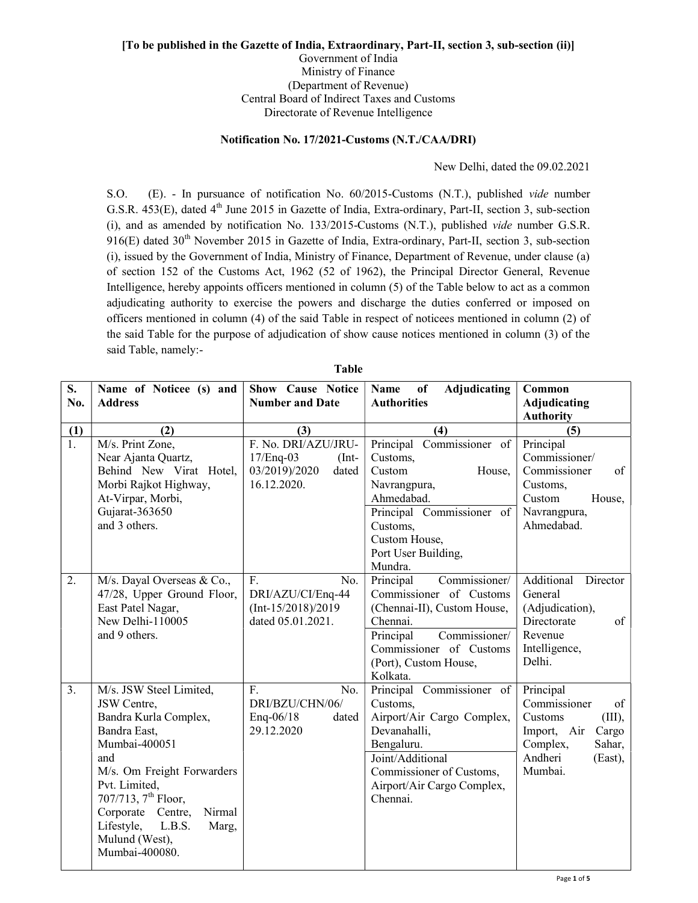**[To be published in the Gazette of India, Extraordinary, Part-II, section 3, sub-section (ii)]**

Government of India
Ministry of Finance
(Department of Revenue)
Central Board of Indirect Taxes and Customs
Directorate of Revenue Intelligence

**Notification No. 17/2021-Customs (N.T./CAA/DRI)**

New Delhi, dated the 09.02.2021

S.O. (E). - In pursuance of notification No. 60/2015-Customs (N.T.), published *vide* number G.S.R. 453(E), dated 4th June 2015 in Gazette of India, Extra-ordinary, Part-II, section 3, sub-section (i), and as amended by notification No. 133/2015-Customs (N.T.), published *vide* number G.S.R. 916(E) dated 30th November 2015 in Gazette of India, Extra-ordinary, Part-II, section 3, sub-section (i), issued by the Government of India, Ministry of Finance, Department of Revenue, under clause (a) of section 152 of the Customs Act, 1962 (52 of 1962), the Principal Director General, Revenue Intelligence, hereby appoints officers mentioned in column (5) of the Table below to act as a common adjudicating authority to exercise the powers and discharge the duties conferred or imposed on officers mentioned in column (4) of the said Table in respect of noticees mentioned in column (2) of the said Table for the purpose of adjudication of show cause notices mentioned in column (3) of the said Table, namely:-

**Table**

| S. No. | Name of Noticee (s) and Address | Show Cause Notice Number and Date | Name of Adjudicating Authorities | Common Adjudicating Authority |
|---|---|---|---|---|
| (1) | (2) | (3) | (4) | (5) |
| 1. | M/s. Print Zone, Near Ajanta Quartz, Behind New Virat Hotel, Morbi Rajkot Highway, At-Virpar, Morbi, Gujarat-363650 and 3 others. | F. No. DRI/AZU/JRU-17/Enq-03 (Int-03/2019)/2020 dated 16.12.2020. | Principal Commissioner of Customs, Custom House, Navrangpura, Ahmedabad. | Principal Commissioner/ Commissioner of Customs, Custom House, Navrangpura, Ahmedabad. |
| | | | Principal Commissioner of Customs, Custom House, Port User Building, Mundra. | |
| 2. | M/s. Dayal Overseas & Co., 47/28, Upper Ground Floor, East Patel Nagar, New Delhi-110005 and 9 others. | F. No. DRI/AZU/CI/Enq-44 (Int-15/2018)/2019 dated 05.01.2021. | Principal Commissioner/ Commissioner of Customs (Chennai-II), Custom House, Chennai. | Additional Director General (Adjudication), Directorate of Revenue Intelligence, Delhi. |
| | | | Principal Commissioner/ Commissioner of Customs (Port), Custom House, Kolkata. | |
| 3. | M/s. JSW Steel Limited, JSW Centre, Bandra Kurla Complex, Bandra East, Mumbai-400051 and M/s. Om Freight Forwarders Pvt. Limited, 707/713, 7th Floor, Corporate Centre, Nirmal Lifestyle, L.B.S. Marg, Mulund (West), Mumbai-400080. | F. No. DRI/BZU/CHN/06/ Enq-06/18 dated 29.12.2020 | Principal Commissioner of Customs, Airport/Air Cargo Complex, Devanahalli, Bengaluru. | Principal Commissioner of Customs (III), Import, Air Cargo Complex, Sahar, Andheri (East), Mumbai. |
| | | | Joint/Additional Commissioner of Customs, Airport/Air Cargo Complex, Chennai. | |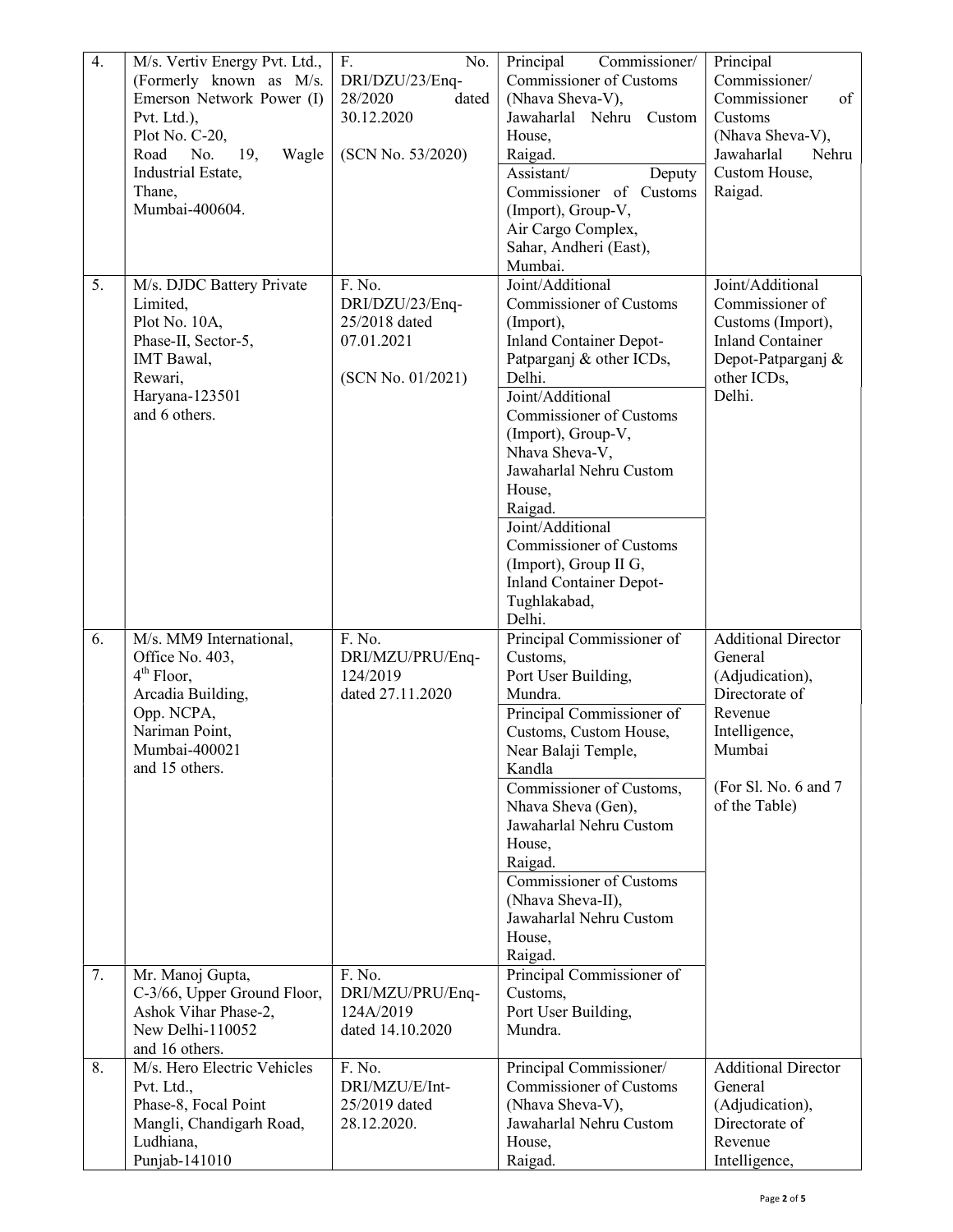| 4. | M/s. Vertiv Energy Pvt. Ltd., (Formerly known as M/s. Emerson Network Power (I) Pvt. Ltd.), Plot No. C-20, Road No. 19, Wagle Industrial Estate, Thane, Mumbai-400604. | F. No. DRI/DZU/23/Enq-28/2020 dated 30.12.2020 (SCN No. 53/2020) | Principal Commissioner/ Commissioner of Customs (Nhava Sheva-V), Jawaharlal Nehru Custom House, Raigad. | Principal Commissioner/ Commissioner of Customs (Nhava Sheva-V), Jawaharlal Nehru Custom House, Raigad. |
|---|---|---|---|---|
| | | | Assistant/ Deputy Commissioner of Customs (Import), Group-V, Air Cargo Complex, Sahar, Andheri (East), Mumbai. | |
| 5. | M/s. DJDC Battery Private Limited, Plot No. 10A, Phase-II, Sector-5, IMT Bawal, Rewari, Haryana-123501 and 6 others. | F. No. DRI/DZU/23/Enq-25/2018 dated 07.01.2021 (SCN No. 01/2021) | Joint/Additional Commissioner of Customs (Import), Inland Container Depot-Patparganj & other ICDs, Delhi. | Joint/Additional Commissioner of Customs (Import), Inland Container Depot-Patparganj & other ICDs, Delhi. |
| | | | Joint/Additional Commissioner of Customs (Import), Group-V, Nhava Sheva-V, Jawaharlal Nehru Custom House, Raigad. | |
| | | | Joint/Additional Commissioner of Customs (Import), Group II G, Inland Container Depot-Tughlakabad, Delhi. | |
| 6. | M/s. MM9 International, Office No. 403, 4th Floor, Arcadia Building, Opp. NCPA, Nariman Point, Mumbai-400021 and 15 others. | F. No. DRI/MZU/PRU/Enq-124/2019 dated 27.11.2020 | Principal Commissioner of Customs, Port User Building, Mundra. | Additional Director General (Adjudication), Directorate of Revenue Intelligence, Mumbai (For Sl. No. 6 and 7 of the Table) |
| | | | Principal Commissioner of Customs, Custom House, Near Balaji Temple, Kandla | |
| | | | Commissioner of Customs, Nhava Sheva (Gen), Jawaharlal Nehru Custom House, Raigad. | |
| | | | Commissioner of Customs (Nhava Sheva-II), Jawaharlal Nehru Custom House, Raigad. | |
| 7. | Mr. Manoj Gupta, C-3/66, Upper Ground Floor, Ashok Vihar Phase-2, New Delhi-110052 and 16 others. | F. No. DRI/MZU/PRU/Enq-124A/2019 dated 14.10.2020 | Principal Commissioner of Customs, Port User Building, Mundra. | |
| 8. | M/s. Hero Electric Vehicles Pvt. Ltd., Phase-8, Focal Point Mangli, Chandigarh Road, Ludhiana, Punjab-141010 | F. No. DRI/MZU/E/Int-25/2019 dated 28.12.2020. | Principal Commissioner/ Commissioner of Customs (Nhava Sheva-V), Jawaharlal Nehru Custom House, Raigad. | Additional Director General (Adjudication), Directorate of Revenue Intelligence, |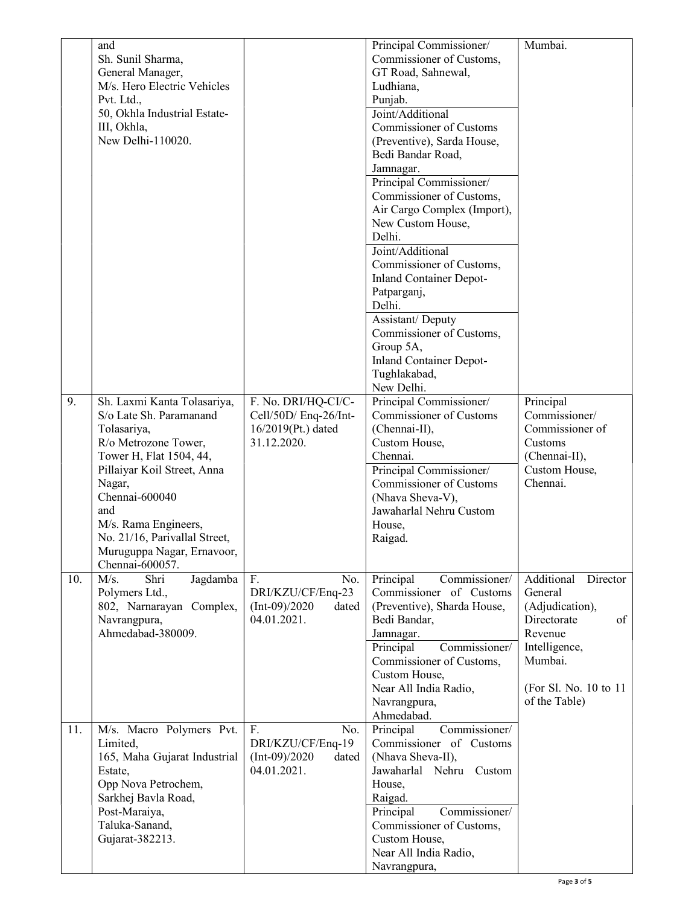| | | | | |
|---|---|---|---|---|
| | and<br>Sh. Sunil Sharma,<br>General Manager,<br>M/s. Hero Electric Vehicles Pvt. Ltd.,<br>50, Okhla Industrial Estate-III, Okhla,<br>New Delhi-110020. | | Principal Commissioner/ Commissioner of Customs, GT Road, Sahnewal, Ludhiana, Punjab.<br>Joint/Additional Commissioner of Customs (Preventive), Sarda House, Bedi Bandar Road, Jamnagar.<br>Principal Commissioner/ Commissioner of Customs, Air Cargo Complex (Import), New Custom House, Delhi.<br>Joint/Additional Commissioner of Customs, Inland Container Depot-Patparganj, Delhi.<br>Assistant/ Deputy Commissioner of Customs, Group 5A, Inland Container Depot-Tughlakabad, New Delhi. | Mumbai. |
| 9. | Sh. Laxmi Kanta Tolasariya, S/o Late Sh. Paramanand Tolasariya, R/o Metrozone Tower, Tower H, Flat 1504, 44, Pillaiyar Koil Street, Anna Nagar, Chennai-600040<br>and<br>M/s. Rama Engineers, No. 21/16, Parivallal Street, Muruguppa Nagar, Ernavoor, Chennai-600057. | F. No. DRI/HQ-CI/C-Cell/50D/ Enq-26/Int-16/2019(Pt.) dated 31.12.2020. | Principal Commissioner/ Commissioner of Customs (Chennai-II), Custom House, Chennai.<br>Principal Commissioner/ Commissioner of Customs (Nhava Sheva-V), Jawaharlal Nehru Custom House, Raigad. | Principal Commissioner/ Commissioner of Customs (Chennai-II), Custom House, Chennai. |
| 10. | M/s. Shri Jagdamba Polymers Ltd., 802, Narnarayan Complex, Navrangpura, Ahmedabad-380009. | F. No. DRI/KZU/CF/Enq-23 (Int-09)/2020 dated 04.01.2021. | Principal Commissioner/ Commissioner of Customs (Preventive), Sharda House, Bedi Bandar, Jamnagar.<br>Principal Commissioner/ Commissioner of Customs, Custom House, Near All India Radio, Navrangpura, Ahmedabad. | Additional Director General (Adjudication), Directorate of Revenue Intelligence, Mumbai.<br><br>(For Sl. No. 10 to 11 of the Table) |
| 11. | M/s. Macro Polymers Pvt. Limited, 165, Maha Gujarat Industrial Estate, Opp Nova Petrochem, Sarkhej Bavla Road, Post-Maraiya, Taluka-Sanand, Gujarat-382213. | F. No. DRI/KZU/CF/Enq-19 (Int-09)/2020 dated 04.01.2021. | Principal Commissioner/ Commissioner of Customs (Nhava Sheva-II), Jawaharlal Nehru Custom House, Raigad.<br>Principal Commissioner/ Commissioner of Customs, Custom House, Near All India Radio, Navrangpura, | |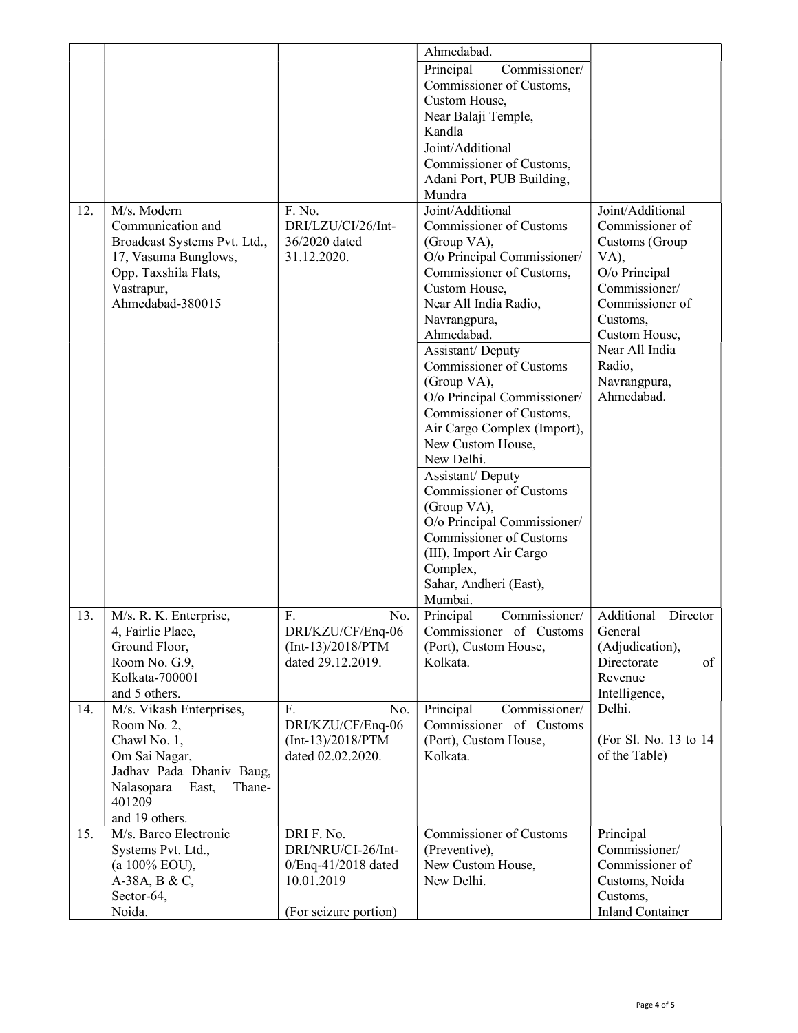| | | | | |
|---|---|---|---|---|
| | | | Ahmedabad.<br>Principal Commissioner/ Commissioner of Customs, Custom House, Near Balaji Temple, Kandla<br>Joint/Additional Commissioner of Customs, Adani Port, PUB Building, Mundra | |
| 12. | M/s. Modern Communication and Broadcast Systems Pvt. Ltd., 17, Vasuma Bunglows, Opp. Taxshila Flats, Vastrapur, Ahmedabad-380015 | F. No. DRI/LZU/CI/26/Int-36/2020 dated 31.12.2020. | Joint/Additional Commissioner of Customs (Group VA), O/o Principal Commissioner/ Commissioner of Customs, Custom House, Near All India Radio, Navrangpura, Ahmedabad.<br>Assistant/ Deputy Commissioner of Customs (Group VA), O/o Principal Commissioner/ Commissioner of Customs, Air Cargo Complex (Import), New Custom House, New Delhi.<br>Assistant/ Deputy Commissioner of Customs (Group VA), O/o Principal Commissioner/ Commissioner of Customs (III), Import Air Cargo Complex, Sahar, Andheri (East), Mumbai. | Joint/Additional Commissioner of Customs (Group VA), O/o Principal Commissioner/ Commissioner of Customs, Custom House, Near All India Radio, Navrangpura, Ahmedabad. |
| 13. | M/s. R. K. Enterprise, 4, Fairlie Place, Ground Floor, Room No. G.9, Kolkata-700001 and 5 others. | F. No. DRI/KZU/CF/Enq-06 (Int-13)/2018/PTM dated 29.12.2019. | Principal Commissioner/ Commissioner of Customs (Port), Custom House, Kolkata. | Additional Director General (Adjudication), Directorate of Revenue Intelligence, Delhi.<br><br>(For Sl. No. 13 to 14 of the Table) |
| 14. | M/s. Vikash Enterprises, Room No. 2, Chawl No. 1, Om Sai Nagar, Jadhav Pada Dhaniv Baug, Nalasopara East, Thane-401209 and 19 others. | F. No. DRI/KZU/CF/Enq-06 (Int-13)/2018/PTM dated 02.02.2020. | Principal Commissioner/ Commissioner of Customs (Port), Custom House, Kolkata. | |
| 15. | M/s. Barco Electronic Systems Pvt. Ltd., (a 100% EOU), A-38A, B & C, Sector-64, Noida. | DRI F. No. DRI/NRU/CI-26/Int-0/Enq-41/2018 dated 10.01.2019<br><br>(For seizure portion) | Commissioner of Customs (Preventive), New Custom House, New Delhi. | Principal Commissioner/ Commissioner of Customs, Noida Customs, Inland Container |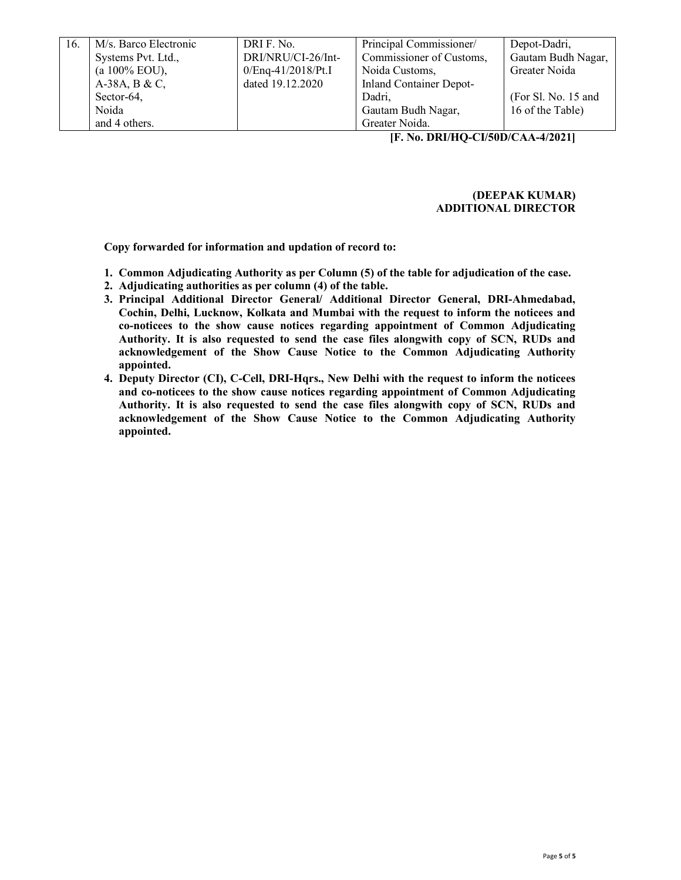| | | | | |
|---|---|---|---|---|
| 16. | M/s. Barco Electronic Systems Pvt. Ltd., (a 100% EOU), A-38A, B & C, Sector-64, Noida and 4 others. | DRI F. No. DRI/NRU/CI-26/Int-0/Enq-41/2018/Pt.I dated 19.12.2020 | Principal Commissioner/ Commissioner of Customs, Noida Customs, Inland Container Depot-Dadri, Gautam Budh Nagar, Greater Noida. | Depot-Dadri, Gautam Budh Nagar, Greater Noida<br><br>(For Sl. No. 15 and 16 of the Table) |

**[F. No. DRI/HQ-CI/50D/CAA-4/2021]**

**(DEEPAK KUMAR)**
**ADDITIONAL DIRECTOR**

**Copy forwarded for information and updation of record to:**

1. **Common Adjudicating Authority as per Column (5) of the table for adjudication of the case.**
2. **Adjudicating authorities as per column (4) of the table.**
3. **Principal Additional Director General/ Additional Director General, DRI-Ahmedabad, Cochin, Delhi, Lucknow, Kolkata and Mumbai with the request to inform the noticees and co-noticees to the show cause notices regarding appointment of Common Adjudicating Authority. It is also requested to send the case files alongwith copy of SCN, RUDs and acknowledgement of the Show Cause Notice to the Common Adjudicating Authority appointed.**
4. **Deputy Director (CI), C-Cell, DRI-Hqrs., New Delhi with the request to inform the noticees and co-noticees to the show cause notices regarding appointment of Common Adjudicating Authority. It is also requested to send the case files alongwith copy of SCN, RUDs and acknowledgement of the Show Cause Notice to the Common Adjudicating Authority appointed.**